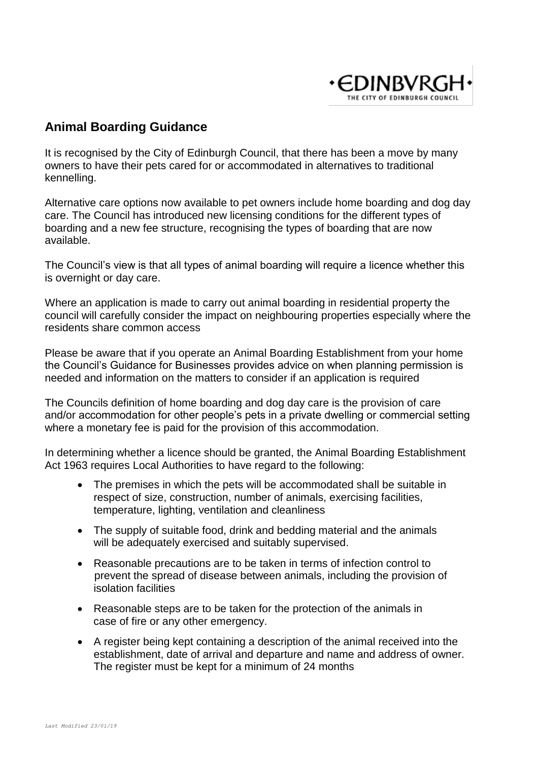# Animal Boarding Guidance

It is recognised by the City of Edinburgh Council, that there has been a move by many owners to have their pets cared for or accommodated in alternatives to traditional kennelling.

Alternative care options now available to pet owners include home boarding and dog day care. The Council has introduced new licensing conditions for the different types of boarding and a new fee structure, recognising the types of boarding that are now available.

The Council's view is that all types of animal boarding will require a licence whether this is overnight or day care.

Where an application is made to carry out animal boarding in residential property the council will carefully consider the impact on neighbouring properties especially where the residents share common access

Please be aware that if you operate an Animal Boarding Establishment from your home the Council's Guidance for Businesses provides advice on when planning permission is needed and information on the matters to consider if an application is required

The Councils definition of home boarding and dog day care is the provision of care and/or accommodation for other people's pets in a private dwelling or commercial setting where a monetary fee is paid for the provision of this accommodation.

In determining whether a licence should be granted, the Animal Boarding Establishment Act 1963 requires Local Authorities to have regard to the following:

- The premises in which the pets will be accommodated shall be suitable in respect of size, construction, number of animals, exercising facilities, temperature, lighting, ventilation and cleanliness
- The supply of suitable food, drink and bedding material and the animals will be adequately exercised and suitably supervised.
- Reasonable precautions are to be taken in terms of infection control to prevent the spread of disease between animals, including the provision of isolation facilities
- Reasonable steps are to be taken for the protection of the animals in case of fire or any other emergency.
- A register being kept containing a description of the animal received into the establishment, date of arrival and departure and name and address of owner. The register must be kept for a minimum of 24 months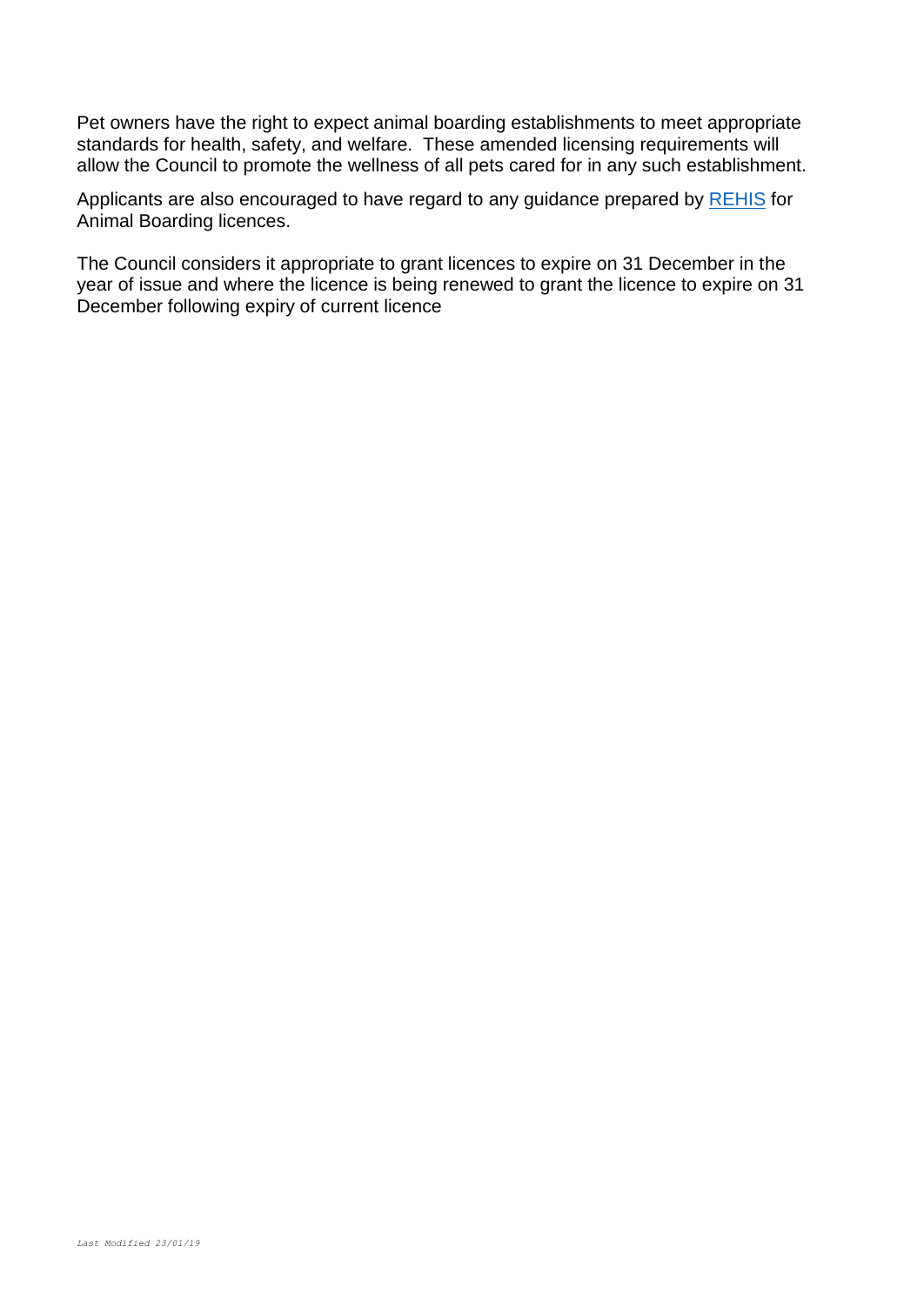Pet owners have the right to expect animal boarding establishments to meet appropriate standards for health, safety, and welfare. These amended licensing requirements will allow the Council to promote the wellness of all pets cared for in any such establishment.

Applicants are also encouraged to have regard to any guidance prepared by REHIS for Animal Boarding licences.

The Council considers it appropriate to grant licences to expire on 31 December in the year of issue and where the licence is being renewed to grant the licence to expire on 31 December following expiry of current licence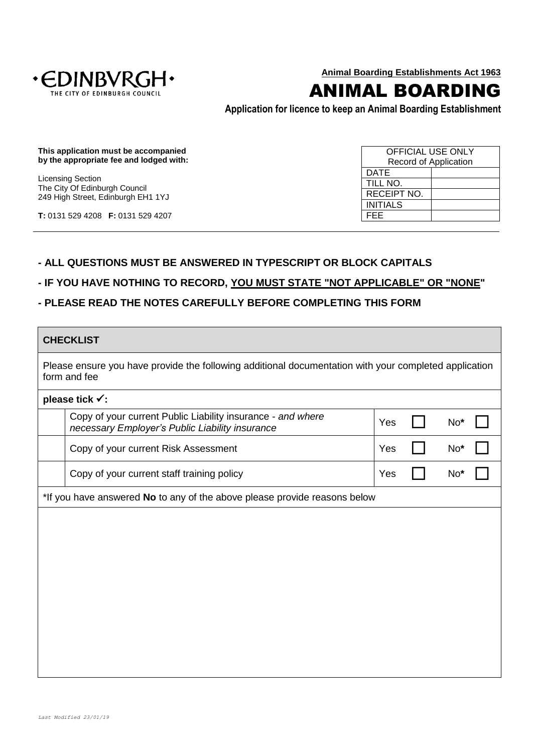**Animal Boarding Establishments Act 1963**

# ANIMAL BOARDING

**Application for licence to keep an Animal Boarding Establishment**

**This application must be accompanied by the appropriate fee and lodged with:**

Licensing Section
The City Of Edinburgh Council
249 High Street, Edinburgh EH1 1YJ

**T:** 0131 529 4208 **F:** 0131 529 4207

| OFFICIAL USE ONLY<br>Record of Application | |
|---|---|
| DATE | |
| TILL NO. | |
| RECEIPT NO. | |
| INITIALS | |
| FEE | |

**- ALL QUESTIONS MUST BE ANSWERED IN TYPESCRIPT OR BLOCK CAPITALS**

**- IF YOU HAVE NOTHING TO RECORD, YOU MUST STATE "NOT APPLICABLE" OR "NONE"**

**- PLEASE READ THE NOTES CAREFULLY BEFORE COMPLETING THIS FORM**

| **CHECKLIST** | | | |
|---|---|---|---|
| Please ensure you have provide the following additional documentation with your completed application form and fee | | | |
| **please tick ✓:** | | | |
| | Copy of your current Public Liability insurance - *and where necessary Employer's Public Liability insurance* | Yes ☐ | No* ☐ |
| | Copy of your current Risk Assessment | Yes ☐ | No* ☐ |
| | Copy of your current staff training policy | Yes ☐ | No* ☐ |
| *If you have answered **No** to any of the above please provide reasons below | | | |
| | | | |

*Last Modified 23/01/19*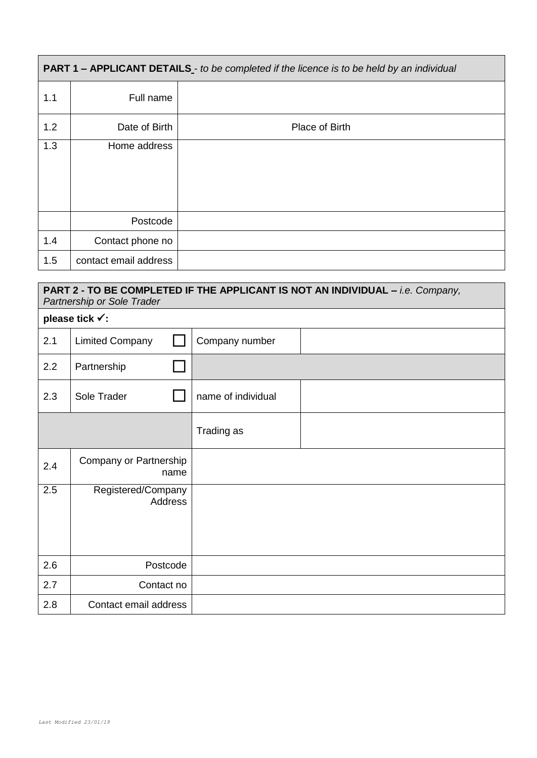| **PART 1 – APPLICANT DETAILS** - *to be completed if the licence is to be held by an individual* | | |
|---|---|---|
| 1.1 | Full name | |
| 1.2 | Date of Birth | Place of Birth |
| 1.3 | Home address | |
| | Postcode | |
| 1.4 | Contact phone no | |
| 1.5 | contact email address | |

| **PART 2 - TO BE COMPLETED IF THE APPLICANT IS NOT AN INDIVIDUAL –** *i.e. Company, Partnership or Sole Trader* | | | |
|---|---|---|---|
| **please tick ✓:** | | | |
| 2.1 | Limited Company ☐ | Company number | |
| 2.2 | Partnership ☐ | | |
| 2.3 | Sole Trader ☐ | name of individual | |
| | | Trading as | |
| 2.4 | Company or Partnership name | | |
| 2.5 | Registered/Company Address | | |
| 2.6 | Postcode | | |
| 2.7 | Contact no | | |
| 2.8 | Contact email address | | |

*Last Modified 23/01/19*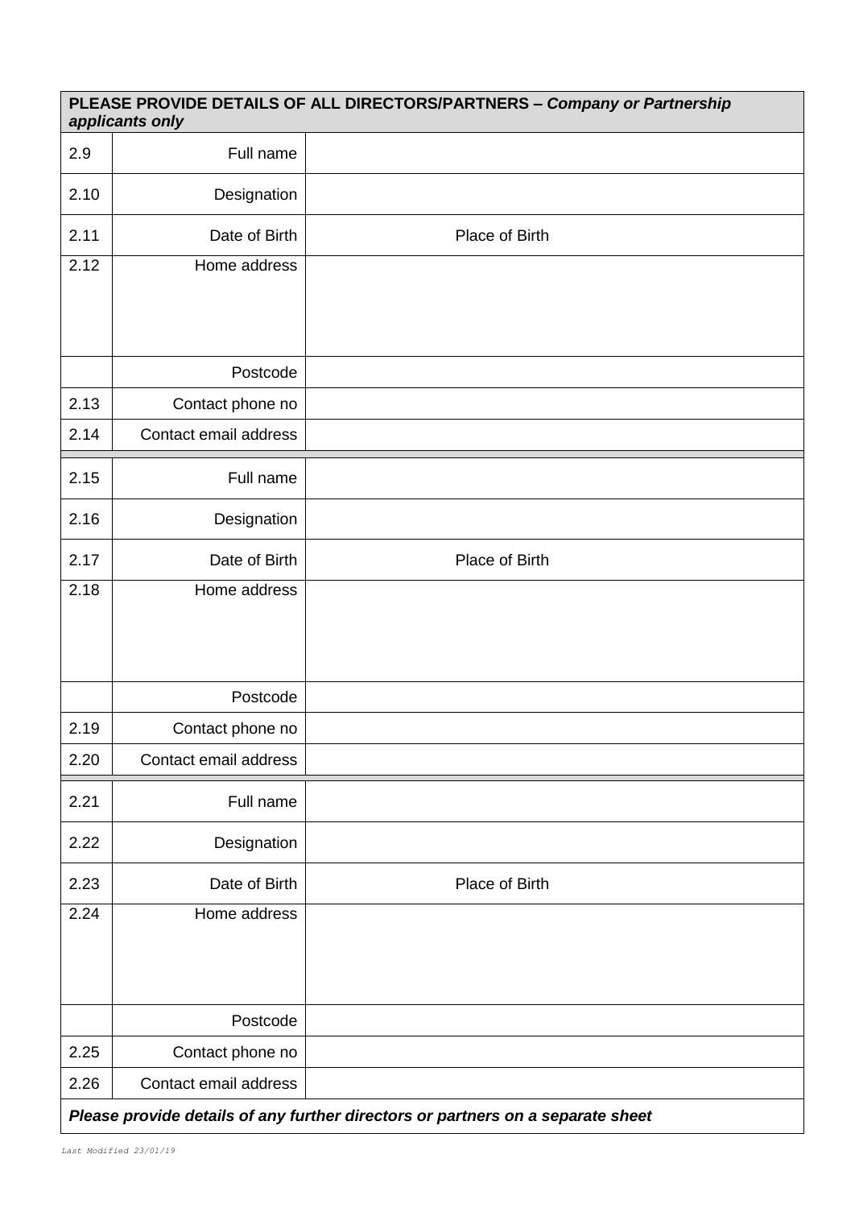| **PLEASE PROVIDE DETAILS OF ALL DIRECTORS/PARTNERS –** ***Company or Partnership applicants only*** | | |
|---|---|---|
| 2.9 | Full name | |
| 2.10 | Designation | |
| 2.11 | Date of Birth | Place of Birth |
| 2.12 | Home address | |
| | Postcode | |
| 2.13 | Contact phone no | |
| 2.14 | Contact email address | |
| 2.15 | Full name | |
| 2.16 | Designation | |
| 2.17 | Date of Birth | Place of Birth |
| 2.18 | Home address | |
| | Postcode | |
| 2.19 | Contact phone no | |
| 2.20 | Contact email address | |
| 2.21 | Full name | |
| 2.22 | Designation | |
| 2.23 | Date of Birth | Place of Birth |
| 2.24 | Home address | |
| | Postcode | |
| 2.25 | Contact phone no | |
| 2.26 | Contact email address | |
| ***Please provide details of any further directors or partners on a separate sheet*** | | |

*Last Modified 23/01/19*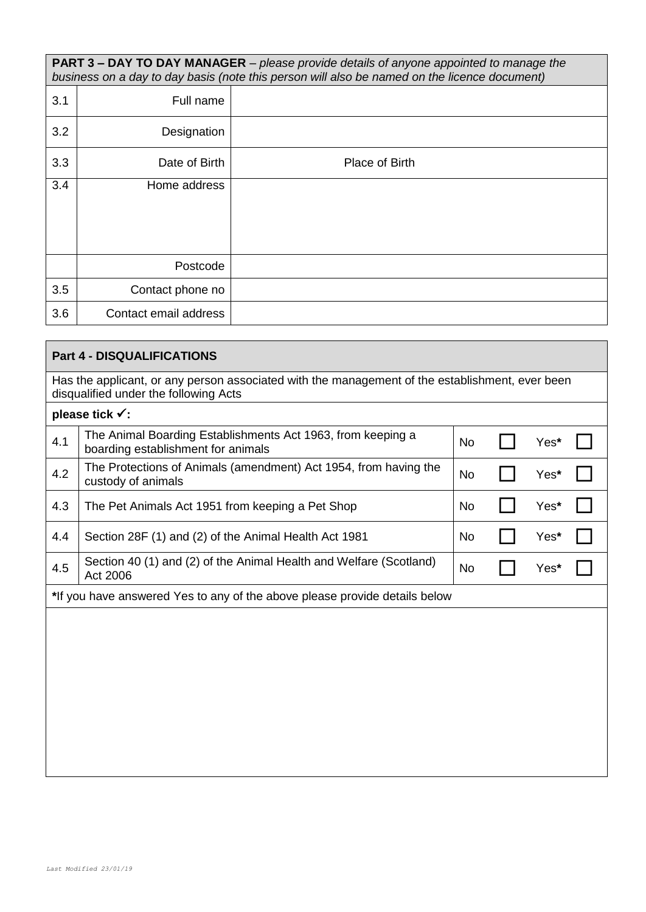| **PART 3 – DAY TO DAY MANAGER** – *please provide details of anyone appointed to manage the business on a day to day basis (note this person will also be named on the licence document)* | | |
|---|---|---|
| 3.1 | Full name | |
| 3.2 | Designation | |
| 3.3 | Date of Birth | Place of Birth |
| 3.4 | Home address | |
| | Postcode | |
| 3.5 | Contact phone no | |
| 3.6 | Contact email address | |

| **Part 4 - DISQUALIFICATIONS** | | | |
|---|---|---|---|
| Has the applicant, or any person associated with the management of the establishment, ever been disqualified under the following Acts | | | |
| **please tick ✓:** | | | |
| 4.1 | The Animal Boarding Establishments Act 1963, from keeping a boarding establishment for animals | No ☐ | Yes* ☐ |
| 4.2 | The Protections of Animals (amendment) Act 1954, from having the custody of animals | No ☐ | Yes* ☐ |
| 4.3 | The Pet Animals Act 1951 from keeping a Pet Shop | No ☐ | Yes* ☐ |
| 4.4 | Section 28F (1) and (2) of the Animal Health Act 1981 | No ☐ | Yes* ☐ |
| 4.5 | Section 40 (1) and (2) of the Animal Health and Welfare (Scotland) Act 2006 | No ☐ | Yes* ☐ |
| ***If you have answered Yes to any of the above please provide details below** | | | |
| | | | |

*Last Modified 23/01/19*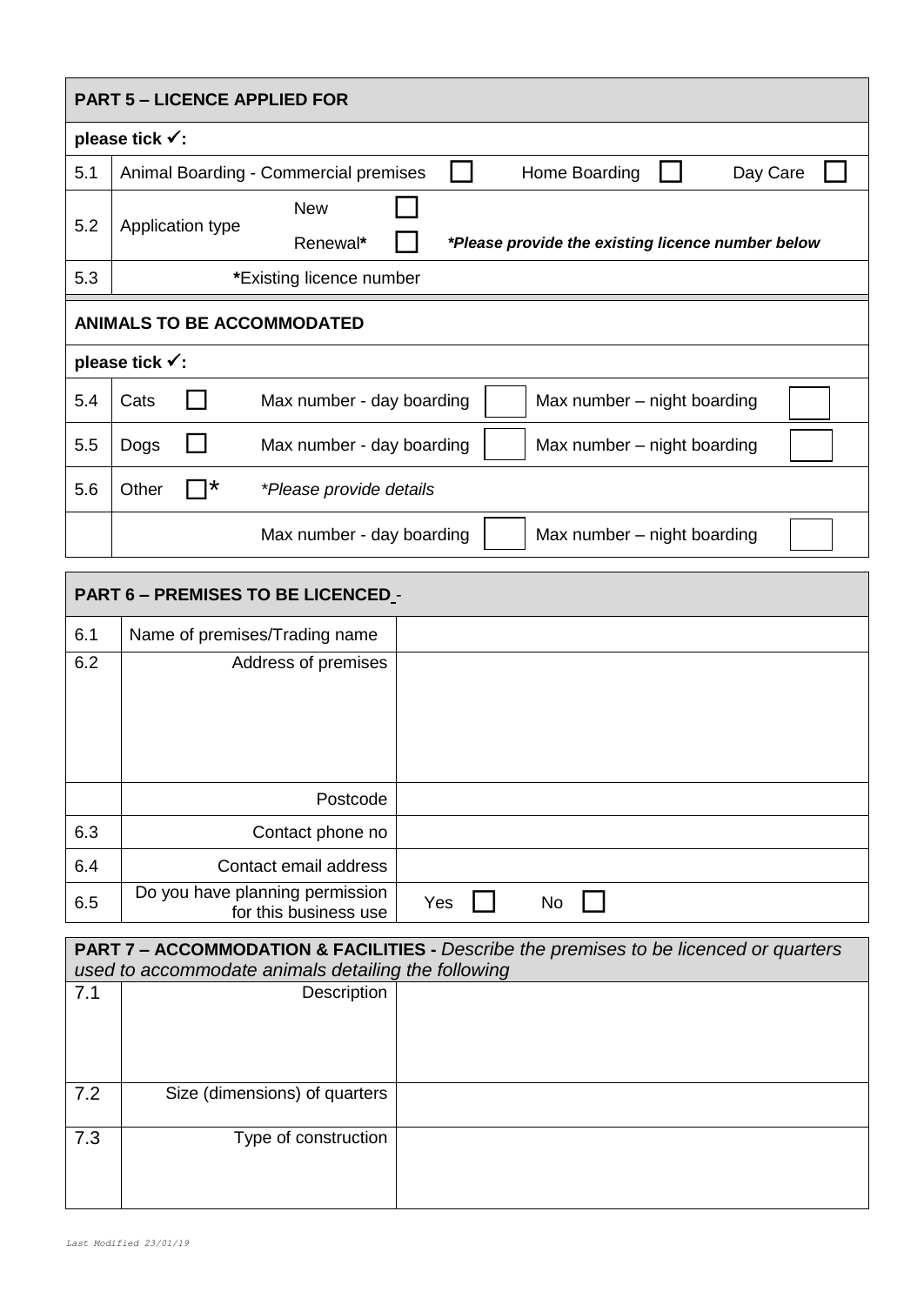| **PART 5 – LICENCE APPLIED FOR** | | | | | |
|---|---|---|---|---|---|
| **please tick ✓:** | | | | | |
| 5.1 | Animal Boarding - Commercial premises ☐ | | Home Boarding ☐ | | Day Care ☐ |
| 5.2 | Application type | New ☐ | | | |
| | | Renewal* ☐ | ***Please provide the existing licence number below** | | |
| 5.3 | ***Existing licence number** | | | | |

| **ANIMALS TO BE ACCOMMODATED** | | | | | | | |
|---|---|---|---|---|---|---|---|
| **please tick ✓:** | | | | | | | |
| 5.4 | Cats | ☐ | Max number - day boarding | | Max number – night boarding | | |
| 5.5 | Dogs | ☐ | Max number - day boarding | | Max number – night boarding | | |
| 5.6 | Other | ☐* | **Please provide details* | | | | |
| | | | Max number - day boarding | | Max number – night boarding | | |

| **PART 6 – PREMISES TO BE LICENCED -** | | |
|---|---|---|
| 6.1 | Name of premises/Trading name | |
| 6.2 | Address of premises | |
| | Postcode | |
| 6.3 | Contact phone no | |
| 6.4 | Contact email address | |
| 6.5 | Do you have planning permission for this business use | Yes ☐ No ☐ |

| **PART 7 – ACCOMMODATION & FACILITIES -** *Describe the premises to be licenced or quarters used to accommodate animals detailing the following* | | |
|---|---|---|
| 7.1 | Description | |
| 7.2 | Size (dimensions) of quarters | |
| 7.3 | Type of construction | |

*Last Modified 23/01/19*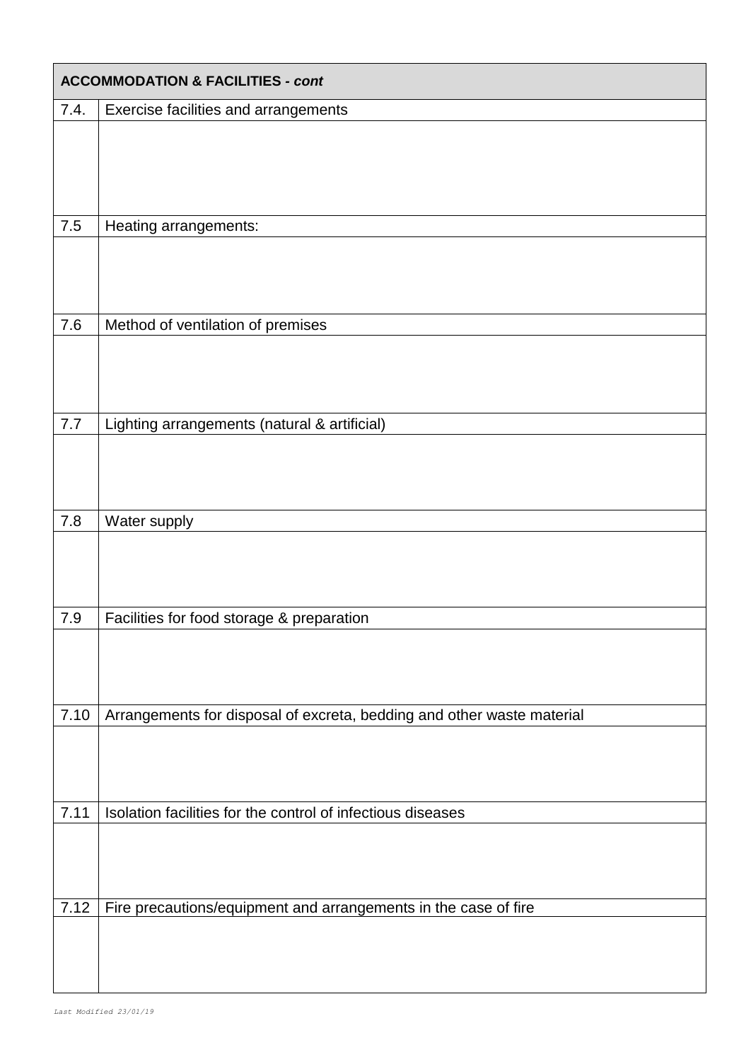| **ACCOMMODATION & FACILITIES - *cont*** | |
|---|---|
| 7.4. | Exercise facilities and arrangements |
| | |
| 7.5 | Heating arrangements: |
| | |
| 7.6 | Method of ventilation of premises |
| | |
| 7.7 | Lighting arrangements (natural & artificial) |
| | |
| 7.8 | Water supply |
| | |
| 7.9 | Facilities for food storage & preparation |
| | |
| 7.10 | Arrangements for disposal of excreta, bedding and other waste material |
| | |
| 7.11 | Isolation facilities for the control of infectious diseases |
| | |
| 7.12 | Fire precautions/equipment and arrangements in the case of fire |
| | |

*Last Modified 23/01/19*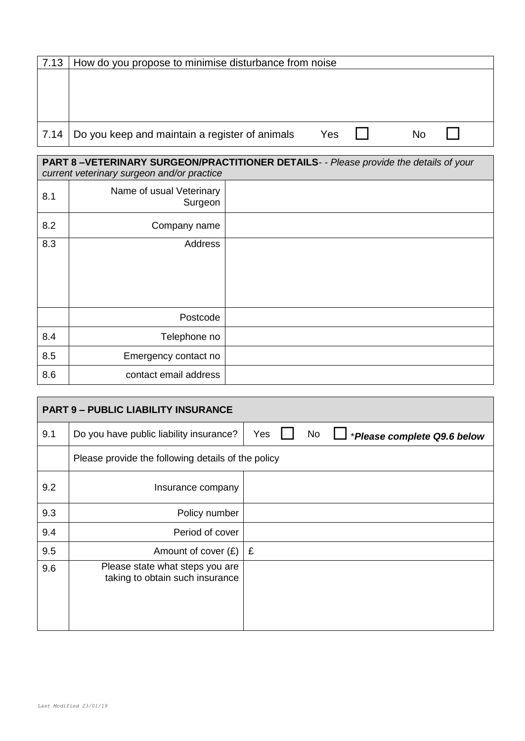| 7.13 | How do you propose to minimise disturbance from noise |
|---|---|
| | |
| 7.14 | Do you keep and maintain a register of animals Yes ☐ No ☐ |

| **PART 8 –VETERINARY SURGEON/PRACTITIONER DETAILS**- - *Please provide the details of your current veterinary surgeon and/or practice* | | |
|---|---|---|
| 8.1 | Name of usual Veterinary Surgeon | |
| 8.2 | Company name | |
| 8.3 | Address | |
| | Postcode | |
| 8.4 | Telephone no | |
| 8.5 | Emergency contact no | |
| 8.6 | contact email address | |

| **PART 9 – PUBLIC LIABILITY INSURANCE** | | |
|---|---|---|
| 9.1 | Do you have public liability insurance? | Yes ☐ No ☐ \**Please complete Q9.6 below* |
| | Please provide the following details of the policy | |
| 9.2 | Insurance company | |
| 9.3 | Policy number | |
| 9.4 | Period of cover | |
| 9.5 | Amount of cover (£) | £ |
| 9.6 | Please state what steps you are taking to obtain such insurance | |

*Last Modified 23/01/19*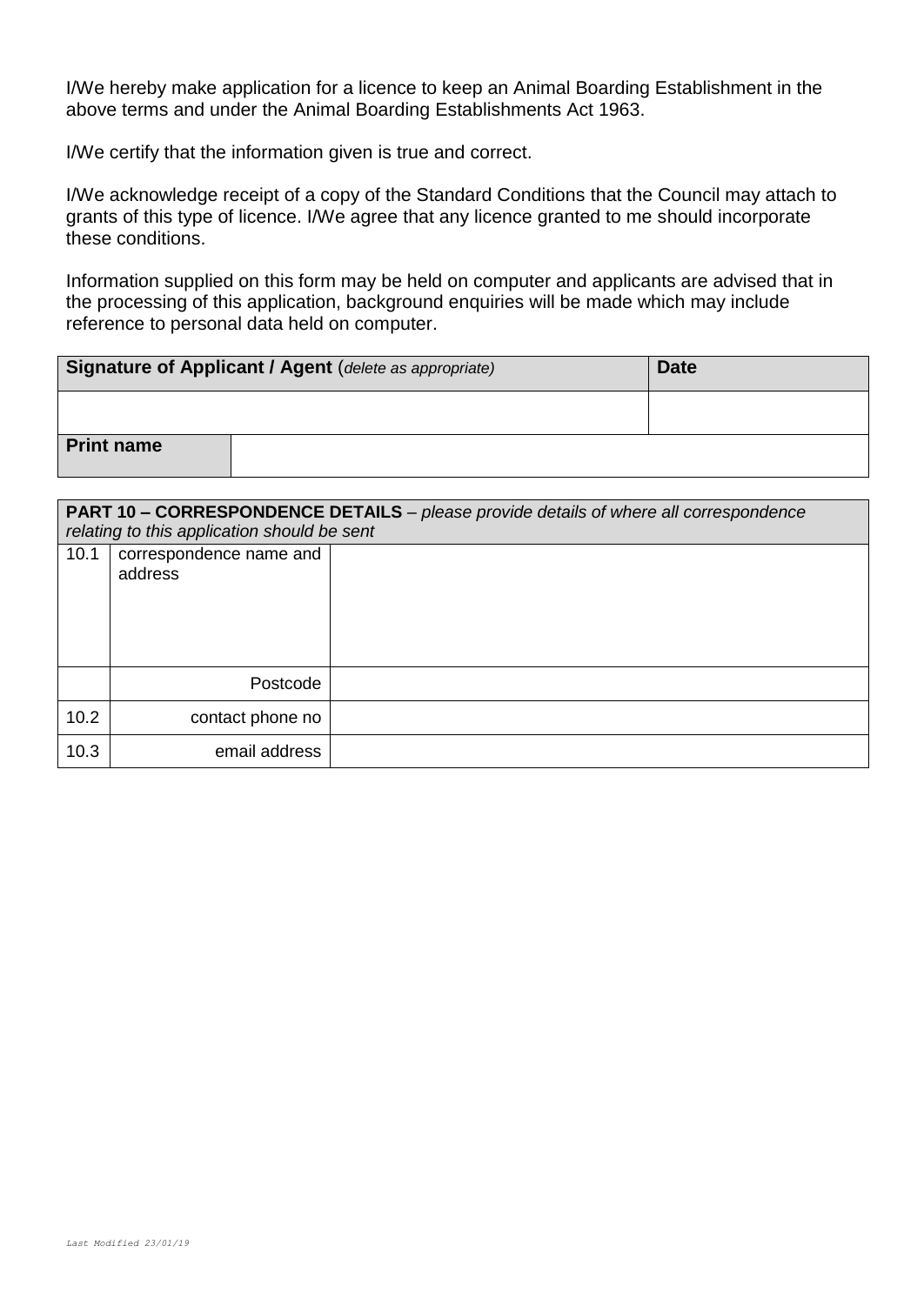I/We hereby make application for a licence to keep an Animal Boarding Establishment in the above terms and under the Animal Boarding Establishments Act 1963.

I/We certify that the information given is true and correct.

I/We acknowledge receipt of a copy of the Standard Conditions that the Council may attach to grants of this type of licence. I/We agree that any licence granted to me should incorporate these conditions.

Information supplied on this form may be held on computer and applicants are advised that in the processing of this application, background enquiries will be made which may include reference to personal data held on computer.

| **Signature of Applicant / Agent** (*delete as appropriate*) | | **Date** |
|---|---|---|
| | | |
| **Print name** | | |

| **PART 10 – CORRESPONDENCE DETAILS** – *please provide details of where all correspondence relating to this application should be sent* | | |
|---|---|---|
| 10.1 | correspondence name and address | |
| | Postcode | |
| 10.2 | contact phone no | |
| 10.3 | email address | |

*Last Modified 23/01/19*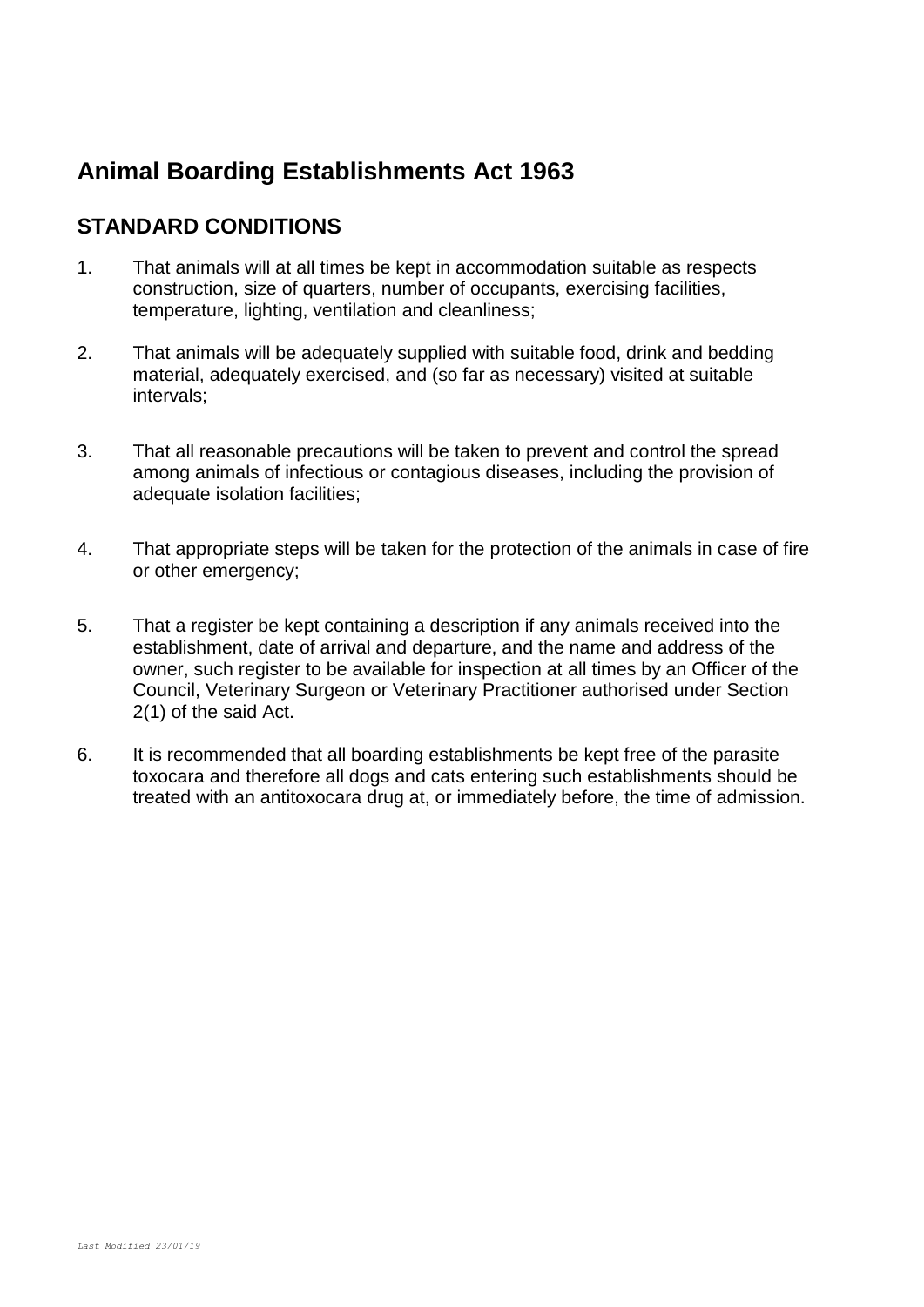# Animal Boarding Establishments Act 1963

## STANDARD CONDITIONS

1. That animals will at all times be kept in accommodation suitable as respects construction, size of quarters, number of occupants, exercising facilities, temperature, lighting, ventilation and cleanliness;

2. That animals will be adequately supplied with suitable food, drink and bedding material, adequately exercised, and (so far as necessary) visited at suitable intervals;

3. That all reasonable precautions will be taken to prevent and control the spread among animals of infectious or contagious diseases, including the provision of adequate isolation facilities;

4. That appropriate steps will be taken for the protection of the animals in case of fire or other emergency;

5. That a register be kept containing a description if any animals received into the establishment, date of arrival and departure, and the name and address of the owner, such register to be available for inspection at all times by an Officer of the Council, Veterinary Surgeon or Veterinary Practitioner authorised under Section 2(1) of the said Act.

6. It is recommended that all boarding establishments be kept free of the parasite toxocara and therefore all dogs and cats entering such establishments should be treated with an antitoxocara drug at, or immediately before, the time of admission.

*Last Modified 23/01/19*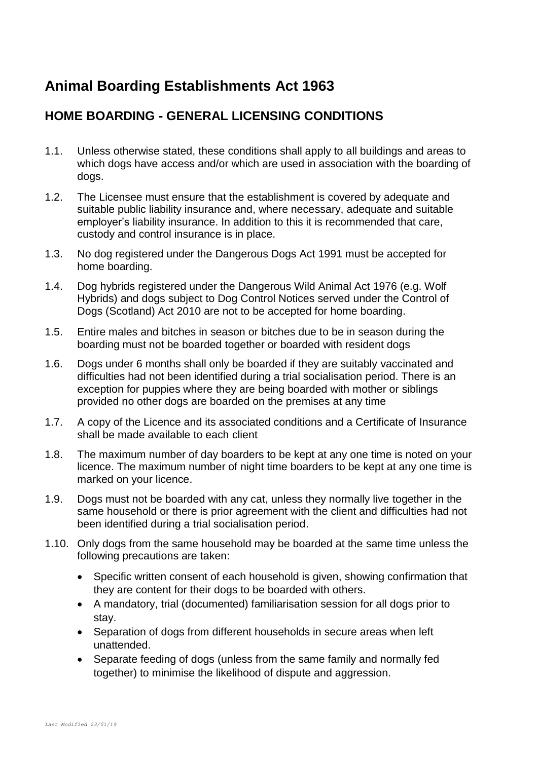# Animal Boarding Establishments Act 1963

## HOME BOARDING - GENERAL LICENSING CONDITIONS

1.1. Unless otherwise stated, these conditions shall apply to all buildings and areas to which dogs have access and/or which are used in association with the boarding of dogs.

1.2. The Licensee must ensure that the establishment is covered by adequate and suitable public liability insurance and, where necessary, adequate and suitable employer's liability insurance. In addition to this it is recommended that care, custody and control insurance is in place.

1.3. No dog registered under the Dangerous Dogs Act 1991 must be accepted for home boarding.

1.4. Dog hybrids registered under the Dangerous Wild Animal Act 1976 (e.g. Wolf Hybrids) and dogs subject to Dog Control Notices served under the Control of Dogs (Scotland) Act 2010 are not to be accepted for home boarding.

1.5. Entire males and bitches in season or bitches due to be in season during the boarding must not be boarded together or boarded with resident dogs

1.6. Dogs under 6 months shall only be boarded if they are suitably vaccinated and difficulties had not been identified during a trial socialisation period. There is an exception for puppies where they are being boarded with mother or siblings provided no other dogs are boarded on the premises at any time

1.7. A copy of the Licence and its associated conditions and a Certificate of Insurance shall be made available to each client

1.8. The maximum number of day boarders to be kept at any one time is noted on your licence. The maximum number of night time boarders to be kept at any one time is marked on your licence.

1.9. Dogs must not be boarded with any cat, unless they normally live together in the same household or there is prior agreement with the client and difficulties had not been identified during a trial socialisation period.

1.10. Only dogs from the same household may be boarded at the same time unless the following precautions are taken:

- Specific written consent of each household is given, showing confirmation that they are content for their dogs to be boarded with others.
- A mandatory, trial (documented) familiarisation session for all dogs prior to stay.
- Separation of dogs from different households in secure areas when left unattended.
- Separate feeding of dogs (unless from the same family and normally fed together) to minimise the likelihood of dispute and aggression.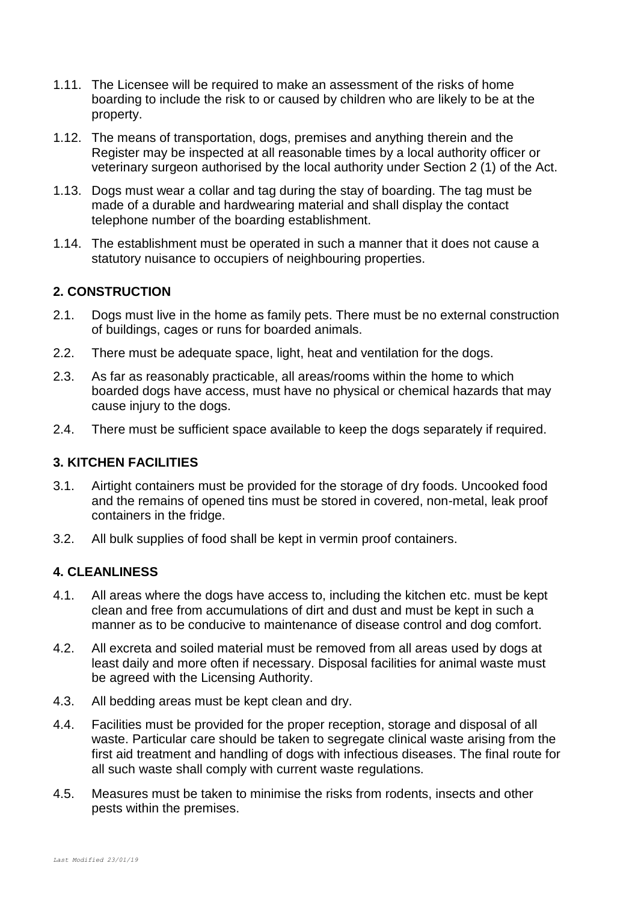1.11. The Licensee will be required to make an assessment of the risks of home boarding to include the risk to or caused by children who are likely to be at the property.

1.12. The means of transportation, dogs, premises and anything therein and the Register may be inspected at all reasonable times by a local authority officer or veterinary surgeon authorised by the local authority under Section 2 (1) of the Act.

1.13. Dogs must wear a collar and tag during the stay of boarding. The tag must be made of a durable and hardwearing material and shall display the contact telephone number of the boarding establishment.

1.14. The establishment must be operated in such a manner that it does not cause a statutory nuisance to occupiers of neighbouring properties.

## 2. CONSTRUCTION

2.1. Dogs must live in the home as family pets. There must be no external construction of buildings, cages or runs for boarded animals.

2.2. There must be adequate space, light, heat and ventilation for the dogs.

2.3. As far as reasonably practicable, all areas/rooms within the home to which boarded dogs have access, must have no physical or chemical hazards that may cause injury to the dogs.

2.4. There must be sufficient space available to keep the dogs separately if required.

## 3. KITCHEN FACILITIES

3.1. Airtight containers must be provided for the storage of dry foods. Uncooked food and the remains of opened tins must be stored in covered, non-metal, leak proof containers in the fridge.

3.2. All bulk supplies of food shall be kept in vermin proof containers.

## 4. CLEANLINESS

4.1. All areas where the dogs have access to, including the kitchen etc. must be kept clean and free from accumulations of dirt and dust and must be kept in such a manner as to be conducive to maintenance of disease control and dog comfort.

4.2. All excreta and soiled material must be removed from all areas used by dogs at least daily and more often if necessary. Disposal facilities for animal waste must be agreed with the Licensing Authority.

4.3. All bedding areas must be kept clean and dry.

4.4. Facilities must be provided for the proper reception, storage and disposal of all waste. Particular care should be taken to segregate clinical waste arising from the first aid treatment and handling of dogs with infectious diseases. The final route for all such waste shall comply with current waste regulations.

4.5. Measures must be taken to minimise the risks from rodents, insects and other pests within the premises.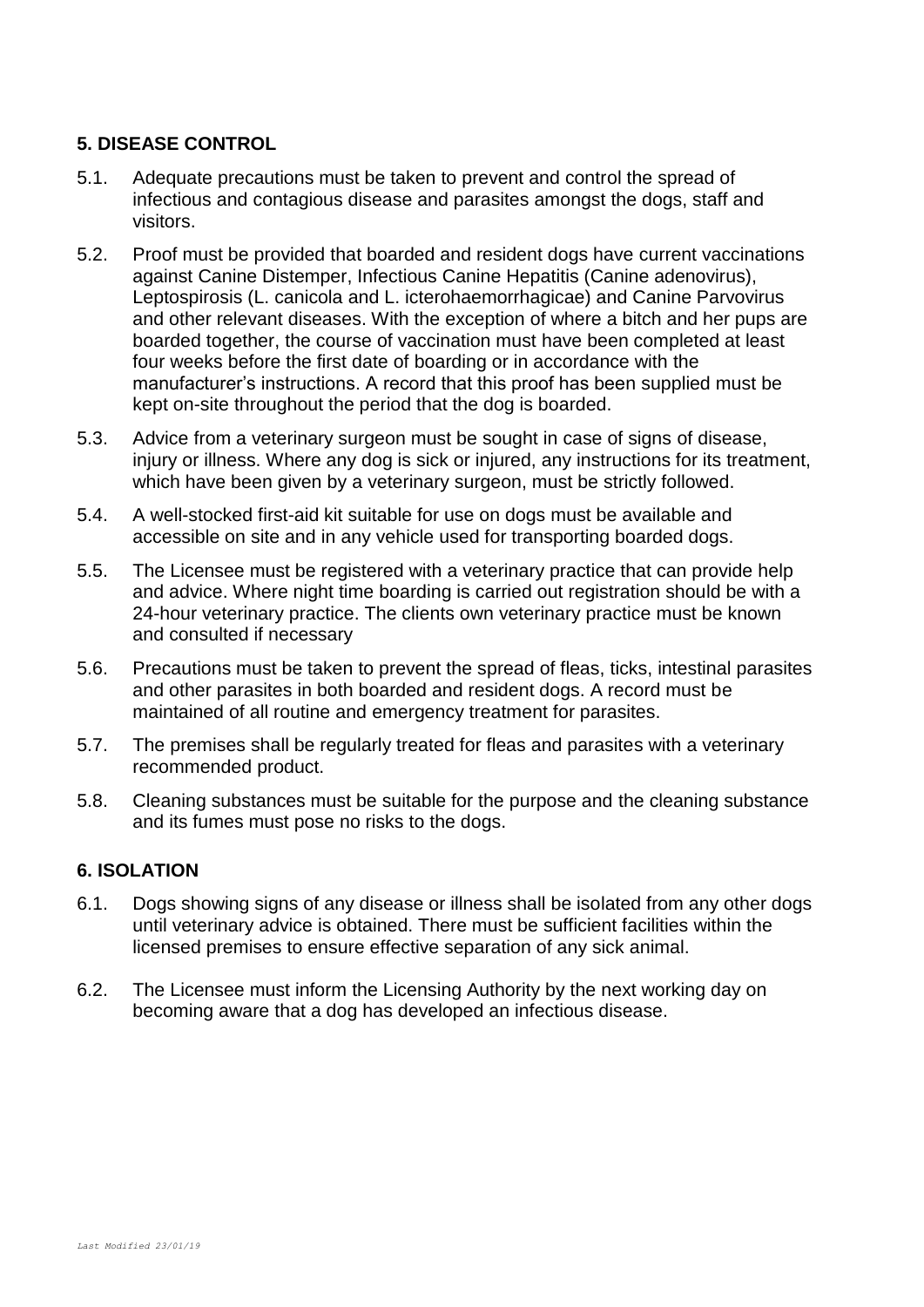## 5. DISEASE CONTROL

5.1. Adequate precautions must be taken to prevent and control the spread of infectious and contagious disease and parasites amongst the dogs, staff and visitors.

5.2. Proof must be provided that boarded and resident dogs have current vaccinations against Canine Distemper, Infectious Canine Hepatitis (Canine adenovirus), Leptospirosis (L. canicola and L. icterohaemorrhagicae) and Canine Parvovirus and other relevant diseases. With the exception of where a bitch and her pups are boarded together, the course of vaccination must have been completed at least four weeks before the first date of boarding or in accordance with the manufacturer's instructions. A record that this proof has been supplied must be kept on-site throughout the period that the dog is boarded.

5.3. Advice from a veterinary surgeon must be sought in case of signs of disease, injury or illness. Where any dog is sick or injured, any instructions for its treatment, which have been given by a veterinary surgeon, must be strictly followed.

5.4. A well-stocked first-aid kit suitable for use on dogs must be available and accessible on site and in any vehicle used for transporting boarded dogs.

5.5. The Licensee must be registered with a veterinary practice that can provide help and advice. Where night time boarding is carried out registration should be with a 24-hour veterinary practice. The clients own veterinary practice must be known and consulted if necessary

5.6. Precautions must be taken to prevent the spread of fleas, ticks, intestinal parasites and other parasites in both boarded and resident dogs. A record must be maintained of all routine and emergency treatment for parasites.

5.7. The premises shall be regularly treated for fleas and parasites with a veterinary recommended product.

5.8. Cleaning substances must be suitable for the purpose and the cleaning substance and its fumes must pose no risks to the dogs.

## 6. ISOLATION

6.1. Dogs showing signs of any disease or illness shall be isolated from any other dogs until veterinary advice is obtained. There must be sufficient facilities within the licensed premises to ensure effective separation of any sick animal.

6.2. The Licensee must inform the Licensing Authority by the next working day on becoming aware that a dog has developed an infectious disease.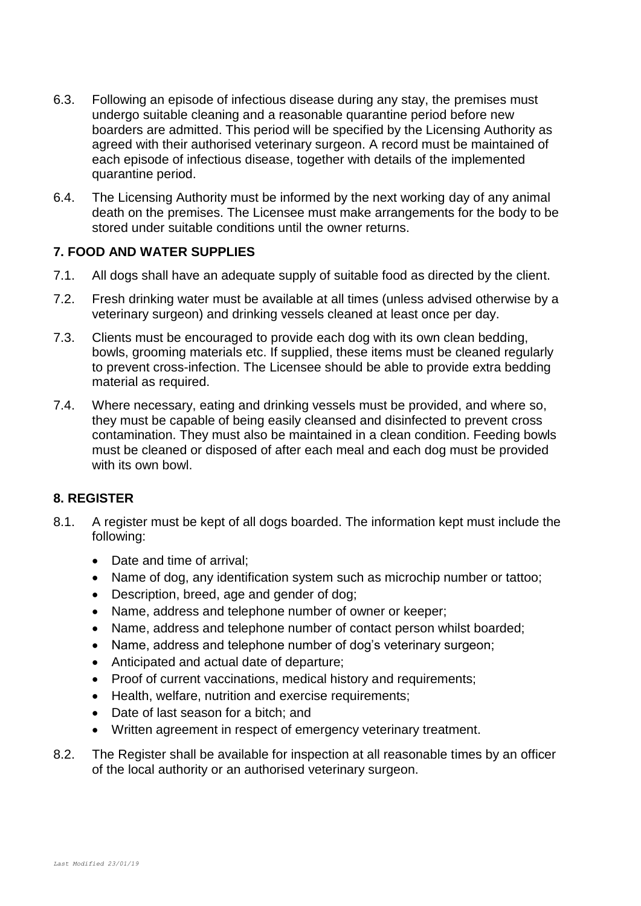6.3. Following an episode of infectious disease during any stay, the premises must undergo suitable cleaning and a reasonable quarantine period before new boarders are admitted. This period will be specified by the Licensing Authority as agreed with their authorised veterinary surgeon. A record must be maintained of each episode of infectious disease, together with details of the implemented quarantine period.

6.4. The Licensing Authority must be informed by the next working day of any animal death on the premises. The Licensee must make arrangements for the body to be stored under suitable conditions until the owner returns.

## 7. FOOD AND WATER SUPPLIES

7.1. All dogs shall have an adequate supply of suitable food as directed by the client.

7.2. Fresh drinking water must be available at all times (unless advised otherwise by a veterinary surgeon) and drinking vessels cleaned at least once per day.

7.3. Clients must be encouraged to provide each dog with its own clean bedding, bowls, grooming materials etc. If supplied, these items must be cleaned regularly to prevent cross-infection. The Licensee should be able to provide extra bedding material as required.

7.4. Where necessary, eating and drinking vessels must be provided, and where so, they must be capable of being easily cleansed and disinfected to prevent cross contamination. They must also be maintained in a clean condition. Feeding bowls must be cleaned or disposed of after each meal and each dog must be provided with its own bowl.

## 8. REGISTER

8.1. A register must be kept of all dogs boarded. The information kept must include the following:

- Date and time of arrival;
- Name of dog, any identification system such as microchip number or tattoo;
- Description, breed, age and gender of dog;
- Name, address and telephone number of owner or keeper;
- Name, address and telephone number of contact person whilst boarded;
- Name, address and telephone number of dog's veterinary surgeon;
- Anticipated and actual date of departure;
- Proof of current vaccinations, medical history and requirements;
- Health, welfare, nutrition and exercise requirements;
- Date of last season for a bitch; and
- Written agreement in respect of emergency veterinary treatment.

8.2. The Register shall be available for inspection at all reasonable times by an officer of the local authority or an authorised veterinary surgeon.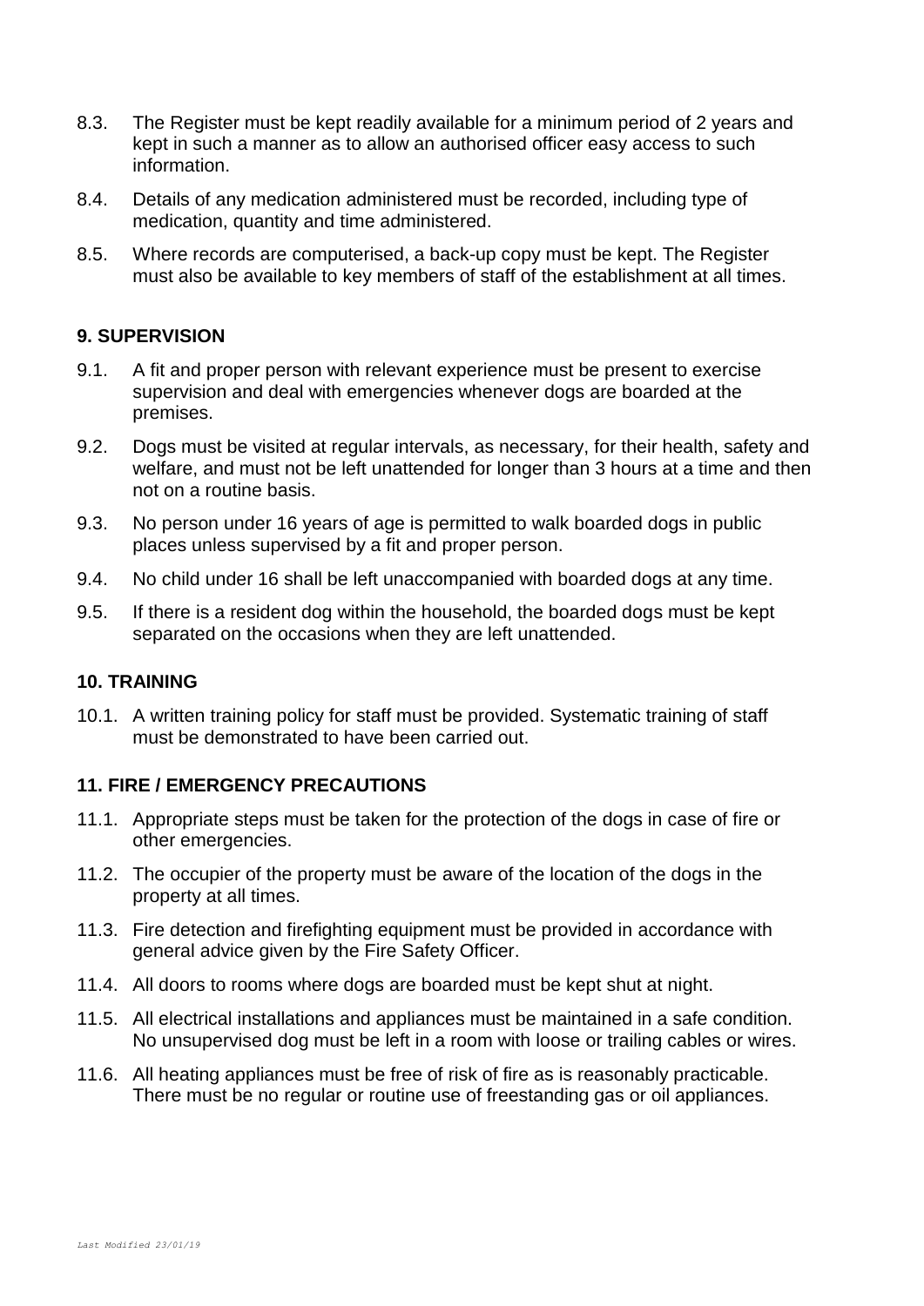8.3. The Register must be kept readily available for a minimum period of 2 years and kept in such a manner as to allow an authorised officer easy access to such information.

8.4. Details of any medication administered must be recorded, including type of medication, quantity and time administered.

8.5. Where records are computerised, a back-up copy must be kept. The Register must also be available to key members of staff of the establishment at all times.

### 9. SUPERVISION

9.1. A fit and proper person with relevant experience must be present to exercise supervision and deal with emergencies whenever dogs are boarded at the premises.

9.2. Dogs must be visited at regular intervals, as necessary, for their health, safety and welfare, and must not be left unattended for longer than 3 hours at a time and then not on a routine basis.

9.3. No person under 16 years of age is permitted to walk boarded dogs in public places unless supervised by a fit and proper person.

9.4. No child under 16 shall be left unaccompanied with boarded dogs at any time.

9.5. If there is a resident dog within the household, the boarded dogs must be kept separated on the occasions when they are left unattended.

### 10. TRAINING

10.1. A written training policy for staff must be provided. Systematic training of staff must be demonstrated to have been carried out.

### 11. FIRE / EMERGENCY PRECAUTIONS

11.1. Appropriate steps must be taken for the protection of the dogs in case of fire or other emergencies.

11.2. The occupier of the property must be aware of the location of the dogs in the property at all times.

11.3. Fire detection and firefighting equipment must be provided in accordance with general advice given by the Fire Safety Officer.

11.4. All doors to rooms where dogs are boarded must be kept shut at night.

11.5. All electrical installations and appliances must be maintained in a safe condition. No unsupervised dog must be left in a room with loose or trailing cables or wires.

11.6. All heating appliances must be free of risk of fire as is reasonably practicable. There must be no regular or routine use of freestanding gas or oil appliances.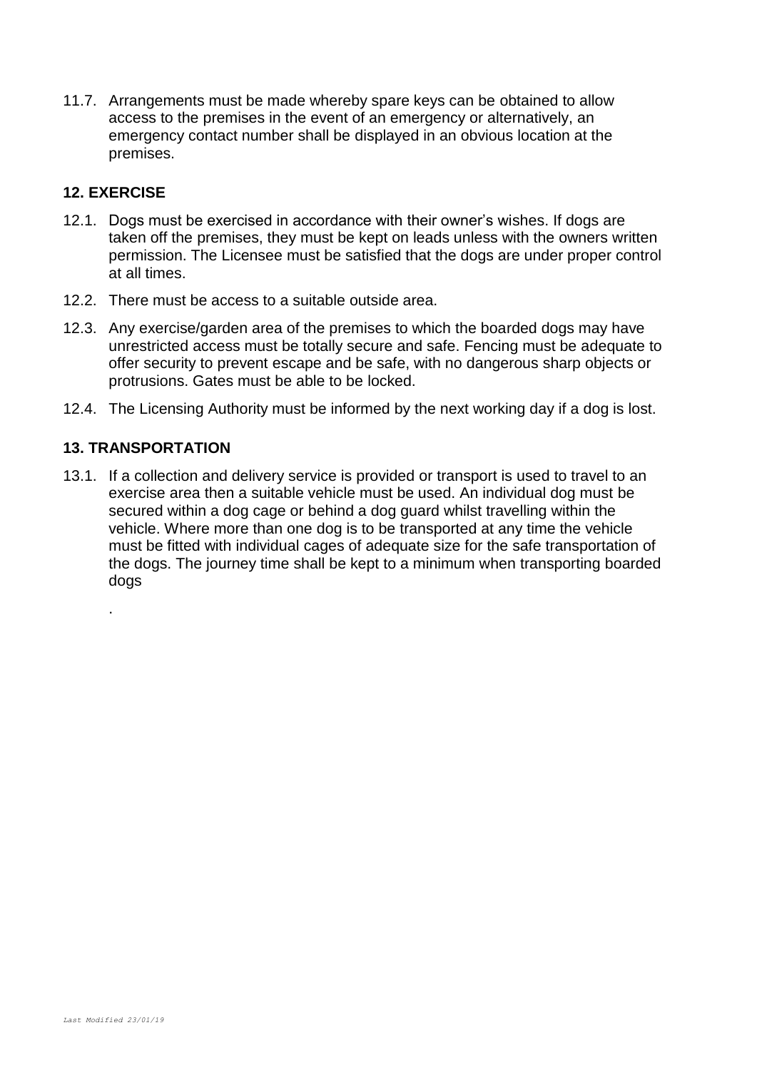11.7. Arrangements must be made whereby spare keys can be obtained to allow access to the premises in the event of an emergency or alternatively, an emergency contact number shall be displayed in an obvious location at the premises.

## 12. EXERCISE

12.1. Dogs must be exercised in accordance with their owner's wishes. If dogs are taken off the premises, they must be kept on leads unless with the owners written permission. The Licensee must be satisfied that the dogs are under proper control at all times.

12.2. There must be access to a suitable outside area.

12.3. Any exercise/garden area of the premises to which the boarded dogs may have unrestricted access must be totally secure and safe. Fencing must be adequate to offer security to prevent escape and be safe, with no dangerous sharp objects or protrusions. Gates must be able to be locked.

12.4. The Licensing Authority must be informed by the next working day if a dog is lost.

## 13. TRANSPORTATION

13.1. If a collection and delivery service is provided or transport is used to travel to an exercise area then a suitable vehicle must be used. An individual dog must be secured within a dog cage or behind a dog guard whilst travelling within the vehicle. Where more than one dog is to be transported at any time the vehicle must be fitted with individual cages of adequate size for the safe transportation of the dogs. The journey time shall be kept to a minimum when transporting boarded dogs

.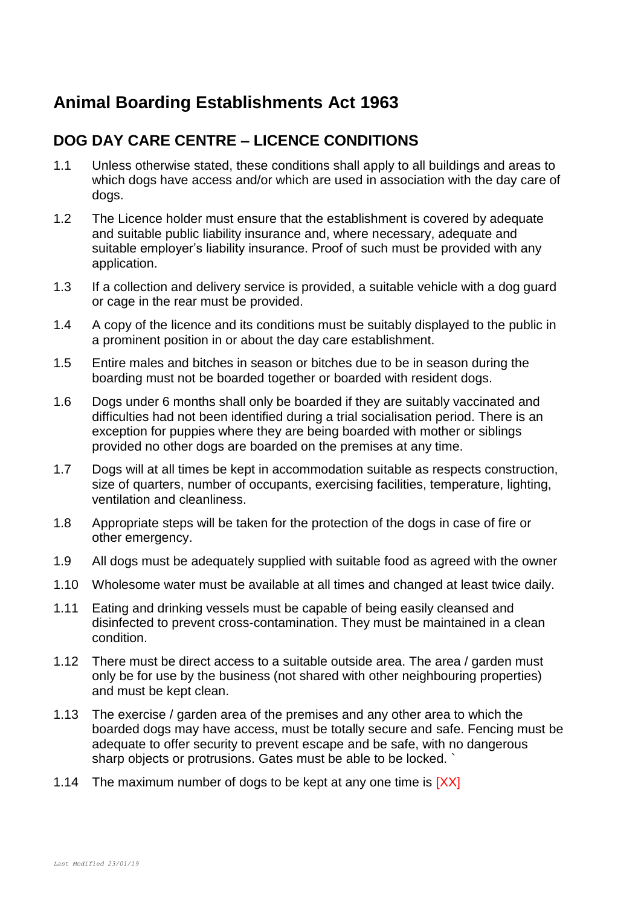# Animal Boarding Establishments Act 1963

## DOG DAY CARE CENTRE – LICENCE CONDITIONS

1.1 Unless otherwise stated, these conditions shall apply to all buildings and areas to which dogs have access and/or which are used in association with the day care of dogs.

1.2 The Licence holder must ensure that the establishment is covered by adequate and suitable public liability insurance and, where necessary, adequate and suitable employer's liability insurance. Proof of such must be provided with any application.

1.3 If a collection and delivery service is provided, a suitable vehicle with a dog guard or cage in the rear must be provided.

1.4 A copy of the licence and its conditions must be suitably displayed to the public in a prominent position in or about the day care establishment.

1.5 Entire males and bitches in season or bitches due to be in season during the boarding must not be boarded together or boarded with resident dogs.

1.6 Dogs under 6 months shall only be boarded if they are suitably vaccinated and difficulties had not been identified during a trial socialisation period. There is an exception for puppies where they are being boarded with mother or siblings provided no other dogs are boarded on the premises at any time.

1.7 Dogs will at all times be kept in accommodation suitable as respects construction, size of quarters, number of occupants, exercising facilities, temperature, lighting, ventilation and cleanliness.

1.8 Appropriate steps will be taken for the protection of the dogs in case of fire or other emergency.

1.9 All dogs must be adequately supplied with suitable food as agreed with the owner

1.10 Wholesome water must be available at all times and changed at least twice daily.

1.11 Eating and drinking vessels must be capable of being easily cleansed and disinfected to prevent cross-contamination. They must be maintained in a clean condition.

1.12 There must be direct access to a suitable outside area. The area / garden must only be for use by the business (not shared with other neighbouring properties) and must be kept clean.

1.13 The exercise / garden area of the premises and any other area to which the boarded dogs may have access, must be totally secure and safe. Fencing must be adequate to offer security to prevent escape and be safe, with no dangerous sharp objects or protrusions. Gates must be able to be locked. `

1.14 The maximum number of dogs to be kept at any one time is [XX]

*Last Modified 23/01/19*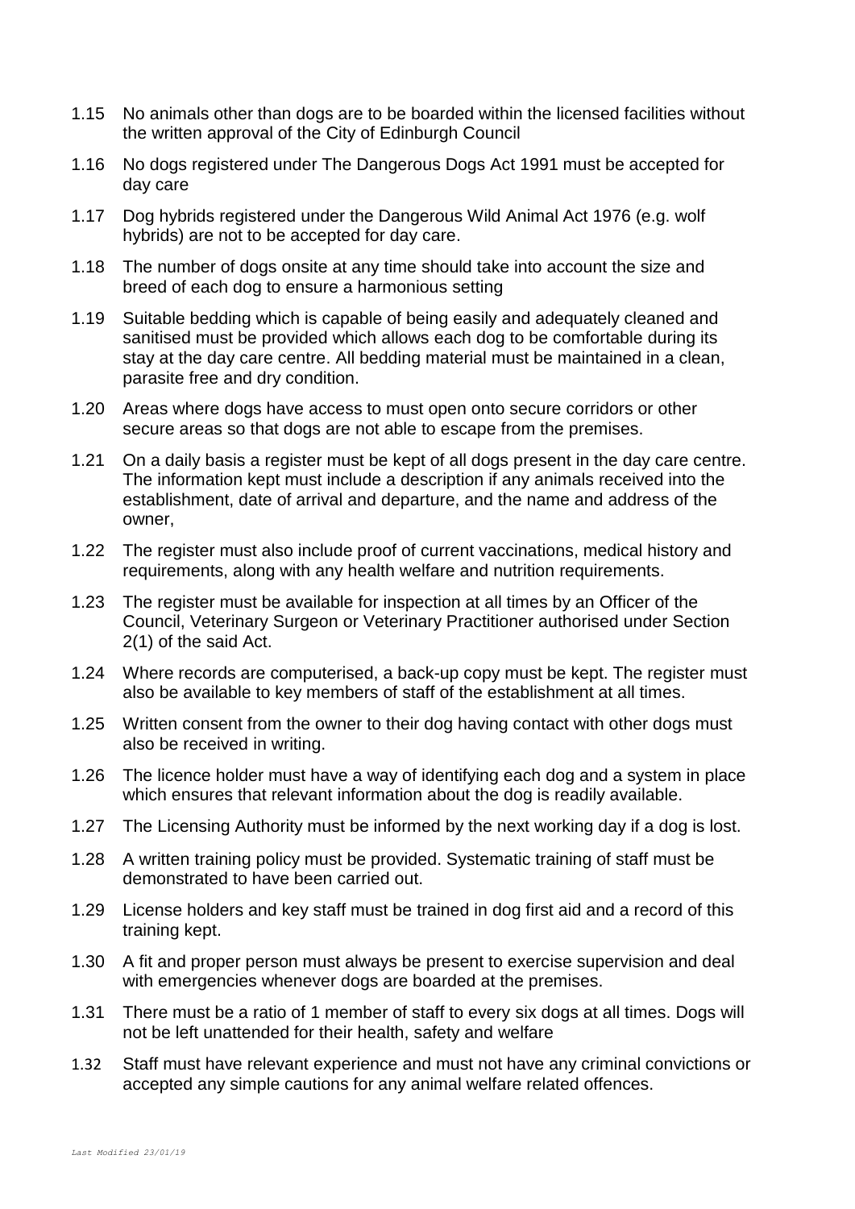1.15 No animals other than dogs are to be boarded within the licensed facilities without the written approval of the City of Edinburgh Council

1.16 No dogs registered under The Dangerous Dogs Act 1991 must be accepted for day care

1.17 Dog hybrids registered under the Dangerous Wild Animal Act 1976 (e.g. wolf hybrids) are not to be accepted for day care.

1.18 The number of dogs onsite at any time should take into account the size and breed of each dog to ensure a harmonious setting

1.19 Suitable bedding which is capable of being easily and adequately cleaned and sanitised must be provided which allows each dog to be comfortable during its stay at the day care centre. All bedding material must be maintained in a clean, parasite free and dry condition.

1.20 Areas where dogs have access to must open onto secure corridors or other secure areas so that dogs are not able to escape from the premises.

1.21 On a daily basis a register must be kept of all dogs present in the day care centre. The information kept must include a description if any animals received into the establishment, date of arrival and departure, and the name and address of the owner,

1.22 The register must also include proof of current vaccinations, medical history and requirements, along with any health welfare and nutrition requirements.

1.23 The register must be available for inspection at all times by an Officer of the Council, Veterinary Surgeon or Veterinary Practitioner authorised under Section 2(1) of the said Act.

1.24 Where records are computerised, a back-up copy must be kept. The register must also be available to key members of staff of the establishment at all times.

1.25 Written consent from the owner to their dog having contact with other dogs must also be received in writing.

1.26 The licence holder must have a way of identifying each dog and a system in place which ensures that relevant information about the dog is readily available.

1.27 The Licensing Authority must be informed by the next working day if a dog is lost.

1.28 A written training policy must be provided. Systematic training of staff must be demonstrated to have been carried out.

1.29 License holders and key staff must be trained in dog first aid and a record of this training kept.

1.30 A fit and proper person must always be present to exercise supervision and deal with emergencies whenever dogs are boarded at the premises.

1.31 There must be a ratio of 1 member of staff to every six dogs at all times. Dogs will not be left unattended for their health, safety and welfare

1.32 Staff must have relevant experience and must not have any criminal convictions or accepted any simple cautions for any animal welfare related offences.